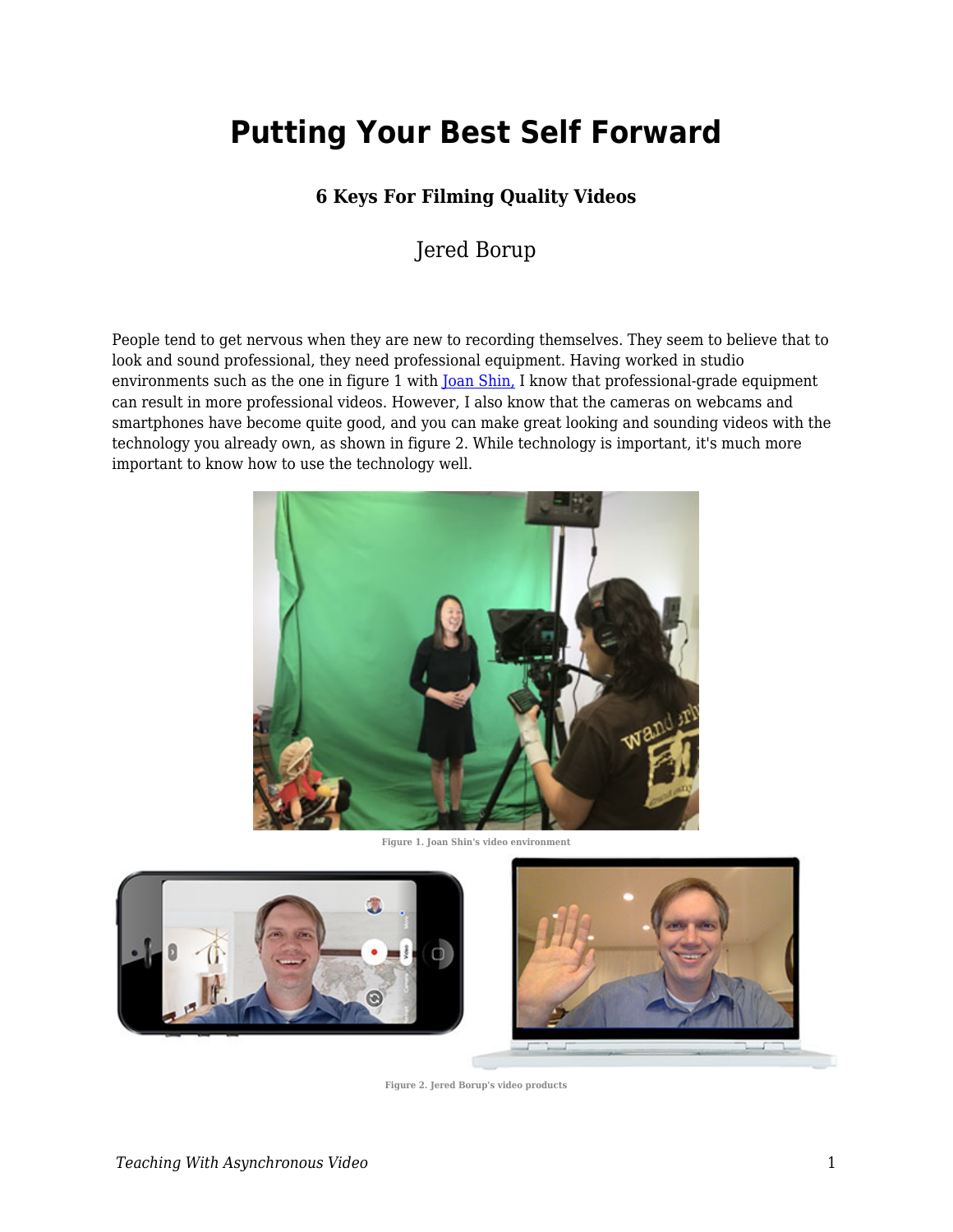# Putting Your Best Self Forward

### 6 Keys For Filming Quality Videos

Jered Borup

People tend to get nervous when they are new to recording themselves. They seem to believe that to look and sound professional, they need professional equipment. Having worked in studio environments such as the one in figure 1 with [Joan Shin,](#) I know that professional-grade equipment can result in more professional videos. However, I also know that the cameras on webcams and smartphones have become quite good, and you can make great looking and sounding videos with the technology you already own, as shown in figure 2. While technology is important, it's much more important to know how to use the technology well.

Figure 1. Joan Shin's video environment

Figure 2. Jered Borup's video products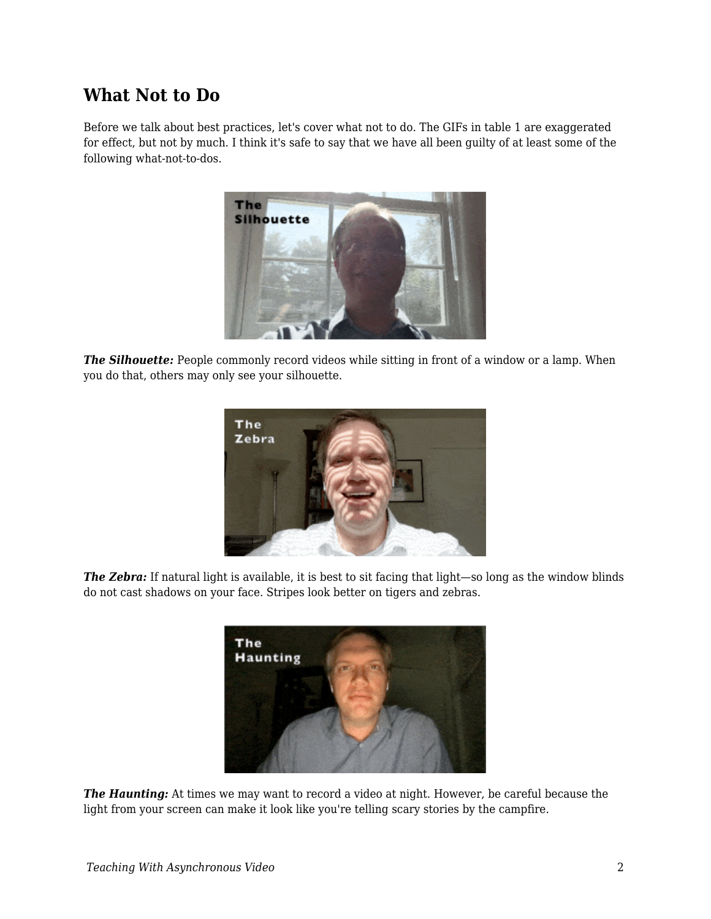## What Not to Do

Before we talk about best practices, let's cover what not to do. The GIFs in table 1 are exaggerated for effect, but not by much. I think it's safe to say that we have all been guilty of at least some of the following what-not-to-dos.

***The Silhouette:*** People commonly record videos while sitting in front of a window or a lamp. When you do that, others may only see your silhouette.

***The Zebra:*** If natural light is available, it is best to sit facing that light—so long as the window blinds do not cast shadows on your face. Stripes look better on tigers and zebras.

***The Haunting:*** At times we may want to record a video at night. However, be careful because the light from your screen can make it look like you're telling scary stories by the campfire.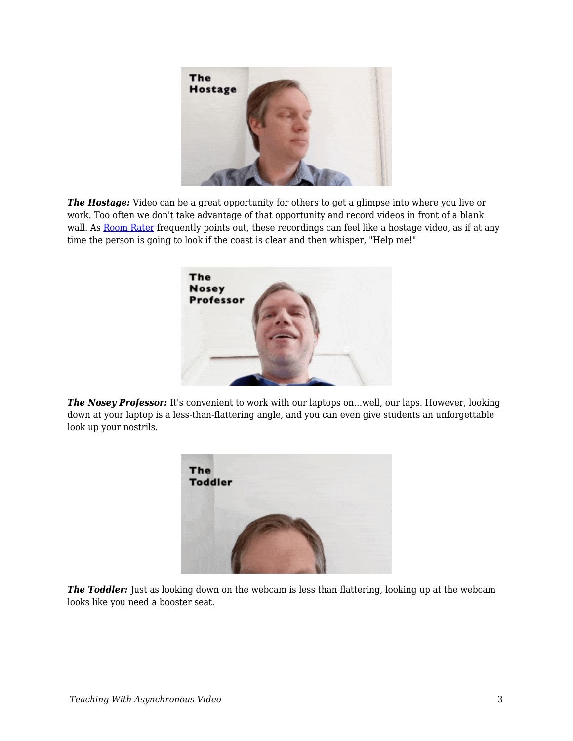***The Hostage:*** Video can be a great opportunity for others to get a glimpse into where you live or work. Too often we don't take advantage of that opportunity and record videos in front of a blank wall. As Room Rater frequently points out, these recordings can feel like a hostage video, as if at any time the person is going to look if the coast is clear and then whisper, "Help me!"

***The Nosey Professor:*** It's convenient to work with our laptops on...well, our laps. However, looking down at your laptop is a less-than-flattering angle, and you can even give students an unforgettable look up your nostrils.

***The Toddler:*** Just as looking down on the webcam is less than flattering, looking up at the webcam looks like you need a booster seat.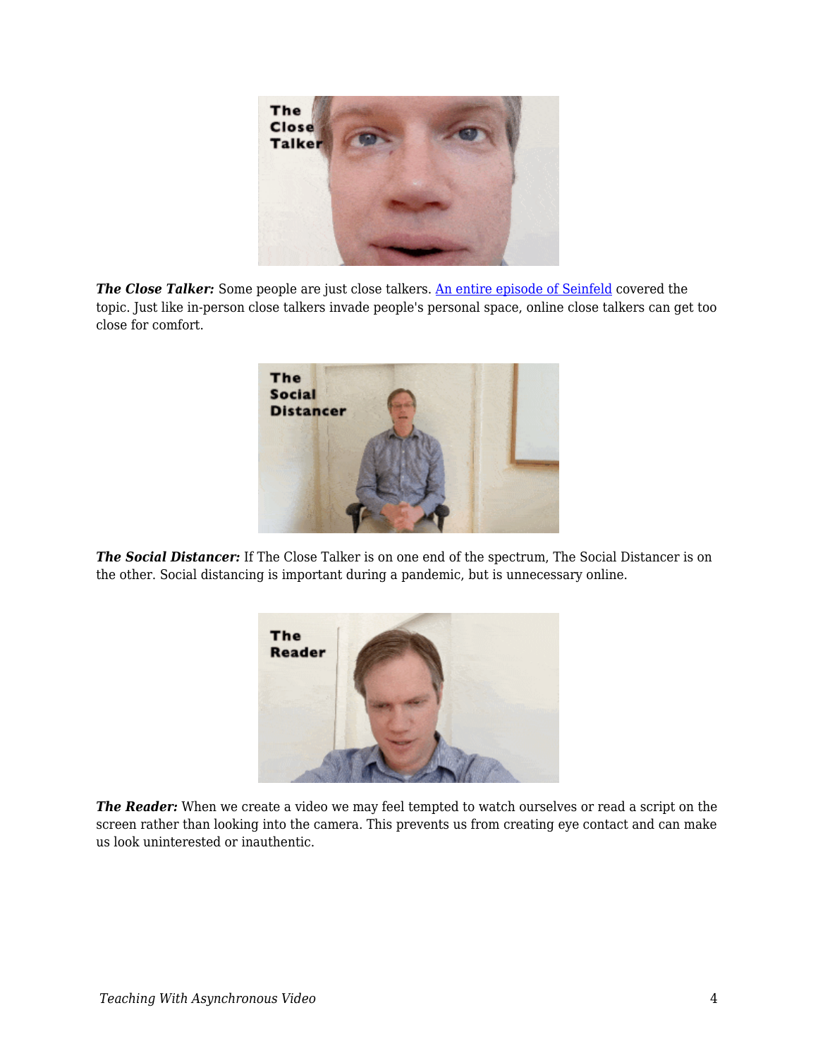***The Close Talker:*** Some people are just close talkers. [An entire episode of Seinfeld] covered the topic. Just like in-person close talkers invade people's personal space, online close talkers can get too close for comfort.

***The Social Distancer:*** If The Close Talker is on one end of the spectrum, The Social Distancer is on the other. Social distancing is important during a pandemic, but is unnecessary online.

***The Reader:*** When we create a video we may feel tempted to watch ourselves or read a script on the screen rather than looking into the camera. This prevents us from creating eye contact and can make us look uninterested or inauthentic.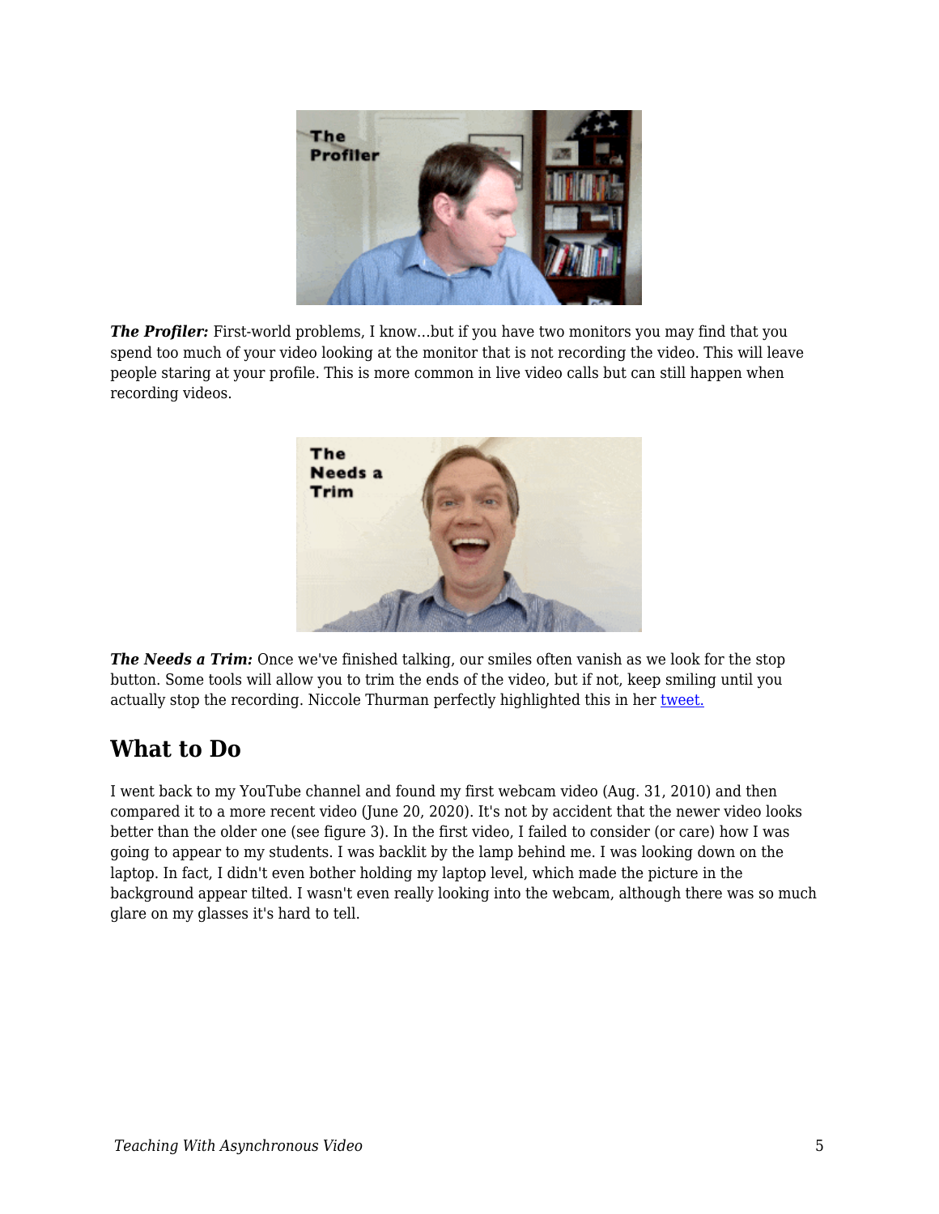***The Profiler:*** First-world problems, I know…but if you have two monitors you may find that you spend too much of your video looking at the monitor that is not recording the video. This will leave people staring at your profile. This is more common in live video calls but can still happen when recording videos.

***The Needs a Trim:*** Once we've finished talking, our smiles often vanish as we look for the stop button. Some tools will allow you to trim the ends of the video, but if not, keep smiling until you actually stop the recording. Niccole Thurman perfectly highlighted this in her tweet.

## What to Do

I went back to my YouTube channel and found my first webcam video (Aug. 31, 2010) and then compared it to a more recent video (June 20, 2020). It's not by accident that the newer video looks better than the older one (see figure 3). In the first video, I failed to consider (or care) how I was going to appear to my students. I was backlit by the lamp behind me. I was looking down on the laptop. In fact, I didn't even bother holding my laptop level, which made the picture in the background appear tilted. I wasn't even really looking into the webcam, although there was so much glare on my glasses it's hard to tell.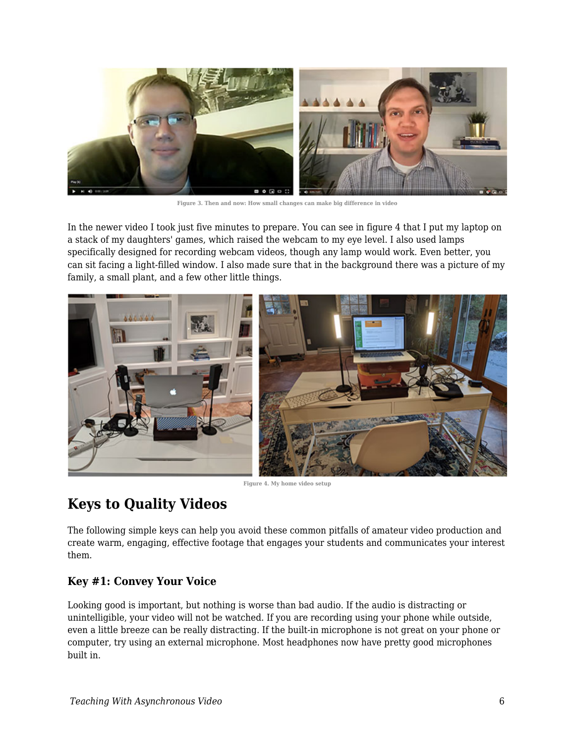Figure 3. Then and now: How small changes can make big difference in video

In the newer video I took just five minutes to prepare. You can see in figure 4 that I put my laptop on a stack of my daughters' games, which raised the webcam to my eye level. I also used lamps specifically designed for recording webcam videos, though any lamp would work. Even better, you can sit facing a light-filled window. I also made sure that in the background there was a picture of my family, a small plant, and a few other little things.

Figure 4. My home video setup

## Keys to Quality Videos

The following simple keys can help you avoid these common pitfalls of amateur video production and create warm, engaging, effective footage that engages your students and communicates your interest them.

### Key #1: Convey Your Voice

Looking good is important, but nothing is worse than bad audio. If the audio is distracting or unintelligible, your video will not be watched. If you are recording using your phone while outside, even a little breeze can be really distracting. If the built-in microphone is not great on your phone or computer, try using an external microphone. Most headphones now have pretty good microphones built in.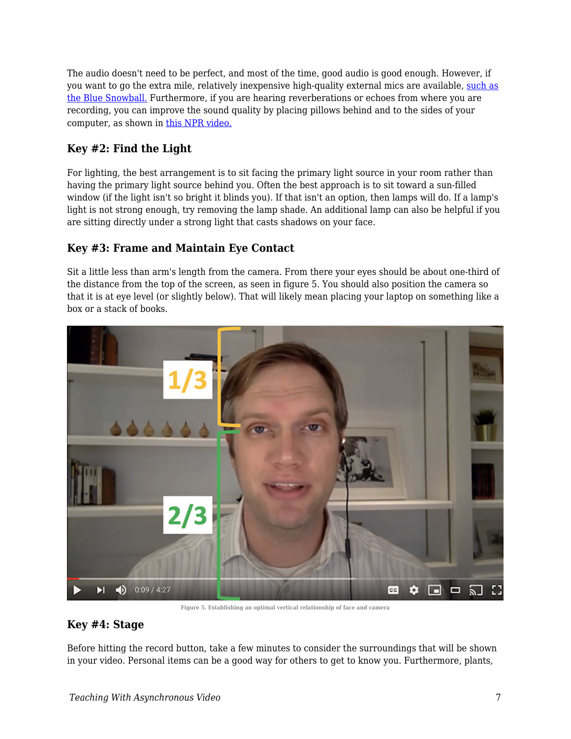The audio doesn't need to be perfect, and most of the time, good audio is good enough. However, if you want to go the extra mile, relatively inexpensive high-quality external mics are available, [such as the Blue Snowball.]() Furthermore, if you are hearing reverberations or echoes from where you are recording, you can improve the sound quality by placing pillows behind and to the sides of your computer, as shown in [this NPR video.]()

### Key #2: Find the Light

For lighting, the best arrangement is to sit facing the primary light source in your room rather than having the primary light source behind you. Often the best approach is to sit toward a sun-filled window (if the light isn't so bright it blinds you). If that isn't an option, then lamps will do. If a lamp's light is not strong enough, try removing the lamp shade. An additional lamp can also be helpful if you are sitting directly under a strong light that casts shadows on your face.

### Key #3: Frame and Maintain Eye Contact

Sit a little less than arm's length from the camera. From there your eyes should be about one-third of the distance from the top of the screen, as seen in figure 5. You should also position the camera so that it is at eye level (or slightly below). That will likely mean placing your laptop on something like a box or a stack of books.

Figure 5. Establishing an optimal vertical relationship of face and camera

### Key #4: Stage

Before hitting the record button, take a few minutes to consider the surroundings that will be shown in your video. Personal items can be a good way for others to get to know you. Furthermore, plants,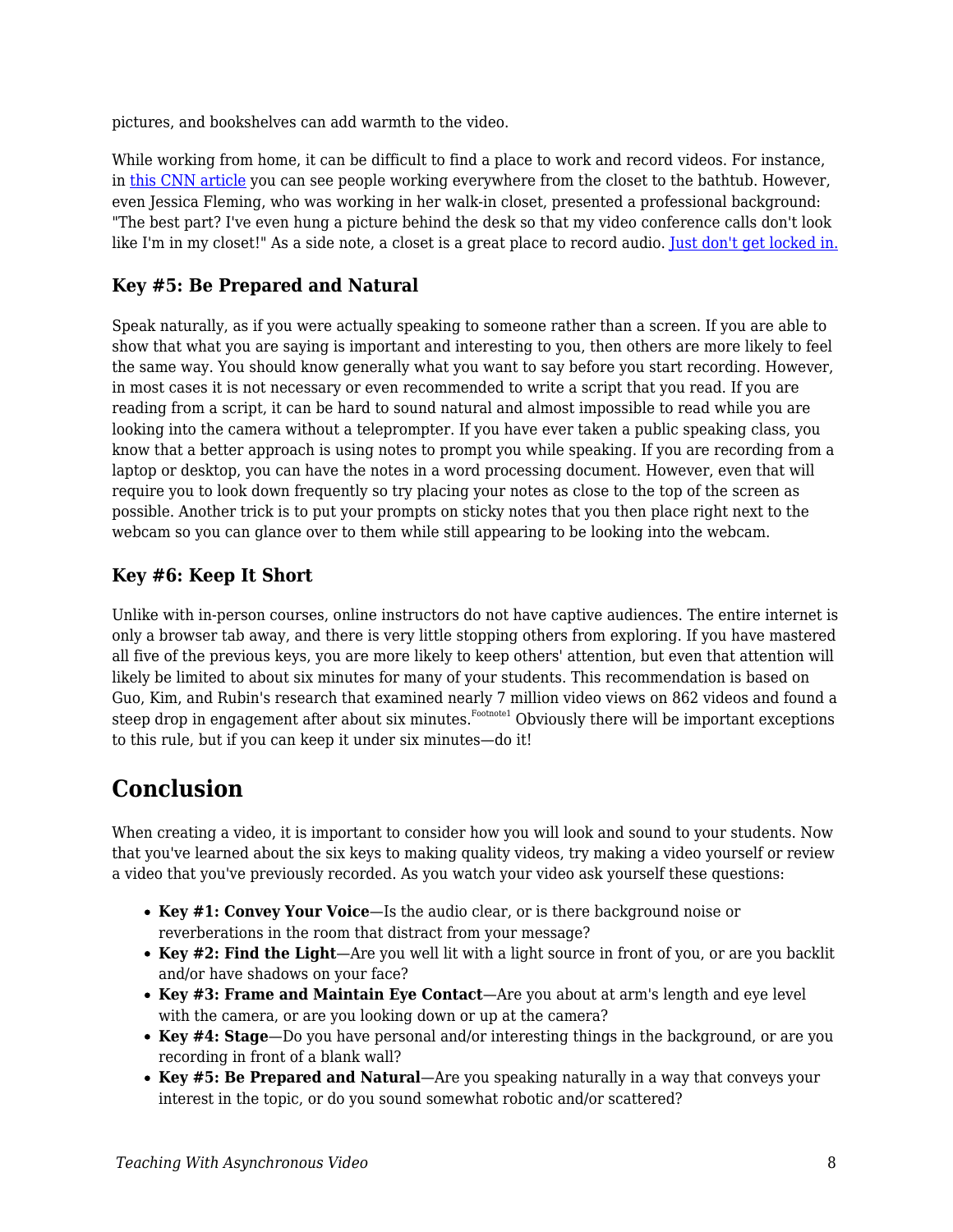pictures, and bookshelves can add warmth to the video.

While working from home, it can be difficult to find a place to work and record videos. For instance, in this CNN article you can see people working everywhere from the closet to the bathtub. However, even Jessica Fleming, who was working in her walk-in closet, presented a professional background: "The best part? I've even hung a picture behind the desk so that my video conference calls don't look like I'm in my closet!" As a side note, a closet is a great place to record audio. Just don't get locked in.

### Key #5: Be Prepared and Natural

Speak naturally, as if you were actually speaking to someone rather than a screen. If you are able to show that what you are saying is important and interesting to you, then others are more likely to feel the same way. You should know generally what you want to say before you start recording. However, in most cases it is not necessary or even recommended to write a script that you read. If you are reading from a script, it can be hard to sound natural and almost impossible to read while you are looking into the camera without a teleprompter. If you have ever taken a public speaking class, you know that a better approach is using notes to prompt you while speaking. If you are recording from a laptop or desktop, you can have the notes in a word processing document. However, even that will require you to look down frequently so try placing your notes as close to the top of the screen as possible. Another trick is to put your prompts on sticky notes that you then place right next to the webcam so you can glance over to them while still appearing to be looking into the webcam.

### Key #6: Keep It Short

Unlike with in-person courses, online instructors do not have captive audiences. The entire internet is only a browser tab away, and there is very little stopping others from exploring. If you have mastered all five of the previous keys, you are more likely to keep others' attention, but even that attention will likely be limited to about six minutes for many of your students. This recommendation is based on Guo, Kim, and Rubin's research that examined nearly 7 million video views on 862 videos and found a steep drop in engagement after about six minutes.[Footnote1] Obviously there will be important exceptions to this rule, but if you can keep it under six minutes—do it!

## Conclusion

When creating a video, it is important to consider how you will look and sound to your students. Now that you've learned about the six keys to making quality videos, try making a video yourself or review a video that you've previously recorded. As you watch your video ask yourself these questions:

- **Key #1: Convey Your Voice**—Is the audio clear, or is there background noise or reverberations in the room that distract from your message?
- **Key #2: Find the Light**—Are you well lit with a light source in front of you, or are you backlit and/or have shadows on your face?
- **Key #3: Frame and Maintain Eye Contact**—Are you about at arm's length and eye level with the camera, or are you looking down or up at the camera?
- **Key #4: Stage**—Do you have personal and/or interesting things in the background, or are you recording in front of a blank wall?
- **Key #5: Be Prepared and Natural**—Are you speaking naturally in a way that conveys your interest in the topic, or do you sound somewhat robotic and/or scattered?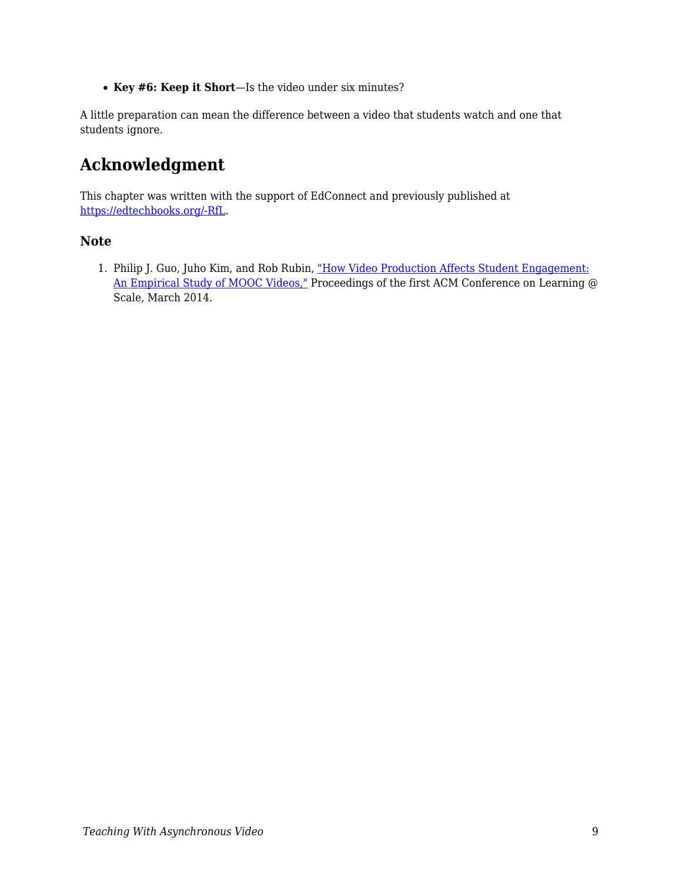- **Key #6: Keep it Short**—Is the video under six minutes?

A little preparation can mean the difference between a video that students watch and one that students ignore.

## Acknowledgment

This chapter was written with the support of EdConnect and previously published at https://edtechbooks.org/-RfL.

### Note

1. Philip J. Guo, Juho Kim, and Rob Rubin, "How Video Production Affects Student Engagement: An Empirical Study of MOOC Videos," Proceedings of the first ACM Conference on Learning @ Scale, March 2014.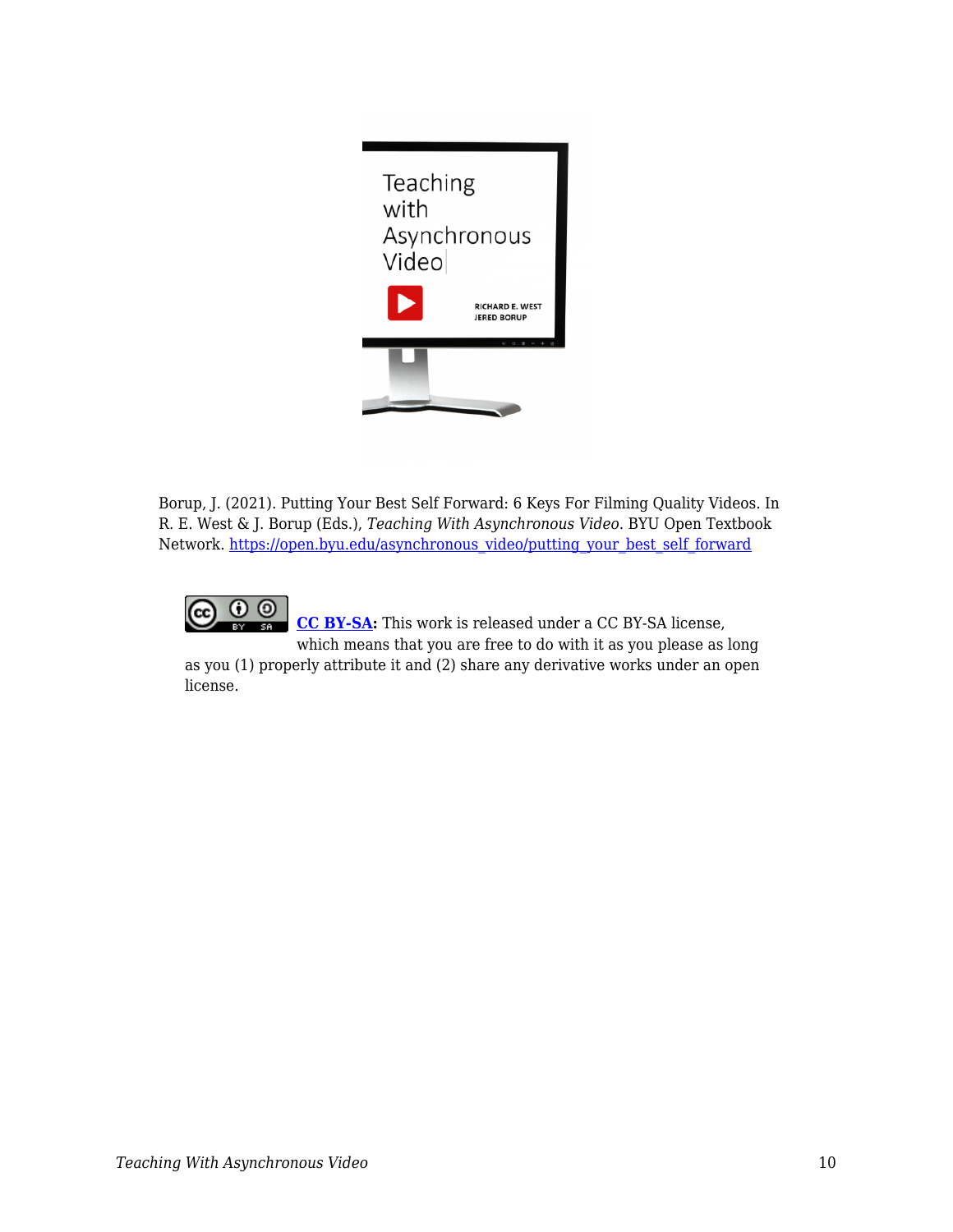Borup, J. (2021). Putting Your Best Self Forward: 6 Keys For Filming Quality Videos. In R. E. West & J. Borup (Eds.), *Teaching With Asynchronous Video*. BYU Open Textbook Network. https://open.byu.edu/asynchronous_video/putting_your_best_self_forward

**CC BY-SA:** This work is released under a CC BY-SA license, which means that you are free to do with it as you please as long as you (1) properly attribute it and (2) share any derivative works under an open license.